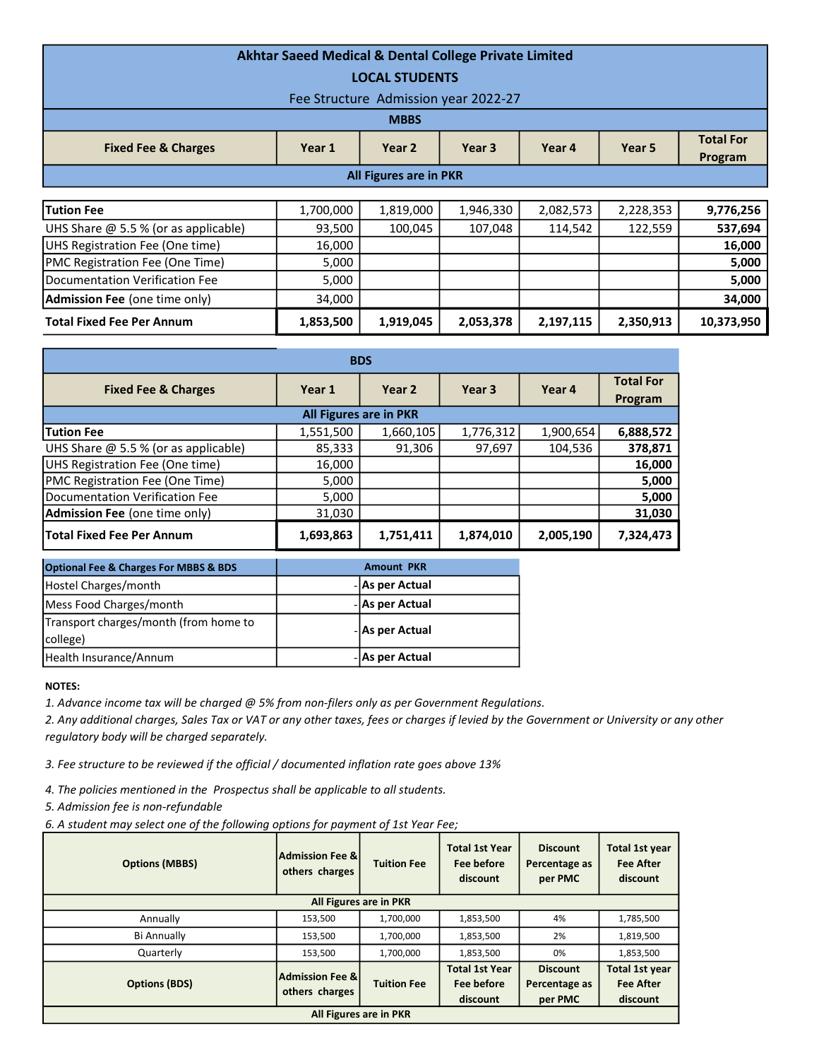# Akhtar Saeed Medical & Dental College Private Limited

## LOCAL STUDENTS

Fee Structure Admission year 2022-27

### MBBS

| Fixed Fee & Charges | Year 1 | Year 2 | Year 3 | Year 4 | Year 5 | Total For Program |
|---|---|---|---|---|---|---|
| All Figures are in PKR | | | | | | |
| **Tution Fee** | 1,700,000 | 1,819,000 | 1,946,330 | 2,082,573 | 2,228,353 | **9,776,256** |
| UHS Share @ 5.5 % (or as applicable) | 93,500 | 100,045 | 107,048 | 114,542 | 122,559 | **537,694** |
| UHS Registration Fee (One time) | 16,000 | | | | | **16,000** |
| PMC Registration Fee (One Time) | 5,000 | | | | | **5,000** |
| Documentation Verification Fee | 5,000 | | | | | **5,000** |
| **Admission Fee** (one time only) | 34,000 | | | | | **34,000** |
| **Total Fixed Fee Per Annum** | **1,853,500** | **1,919,045** | **2,053,378** | **2,197,115** | **2,350,913** | **10,373,950** |

### BDS

| Fixed Fee & Charges | Year 1 | Year 2 | Year 3 | Year 4 | Total For Program |
|---|---|---|---|---|---|
| All Figures are in PKR | | | | | |
| **Tution Fee** | 1,551,500 | 1,660,105 | 1,776,312 | 1,900,654 | **6,888,572** |
| UHS Share @ 5.5 % (or as applicable) | 85,333 | 91,306 | 97,697 | 104,536 | **378,871** |
| UHS Registration Fee (One time) | 16,000 | | | | **16,000** |
| PMC Registration Fee (One Time) | 5,000 | | | | **5,000** |
| Documentation Verification Fee | 5,000 | | | | **5,000** |
| **Admission Fee** (one time only) | 31,030 | | | | **31,030** |
| **Total Fixed Fee Per Annum** | **1,693,863** | **1,751,411** | **1,874,010** | **2,005,190** | **7,324,473** |

| Optional Fee & Charges For MBBS & BDS | Amount PKR | |
|---|---|---|
| Hostel Charges/month | - | As per Actual |
| Mess Food Charges/month | - | As per Actual |
| Transport charges/month (from home to college) | - | As per Actual |
| Health Insurance/Annum | - | As per Actual |

**NOTES:**

*1. Advance income tax will be charged @ 5% from non-filers only as per Government Regulations.*

*2. Any additional charges, Sales Tax or VAT or any other taxes, fees or charges if levied by the Government or University or any other regulatory body will be charged separately.*

*3. Fee structure to be reviewed if the official / documented inflation rate goes above 13%*

*4. The policies mentioned in the Prospectus shall be applicable to all students.*

*5. Admission fee is non-refundable*

*6. A student may select one of the following options for payment of 1st Year Fee;*

| Options (MBBS) | Admission Fee & others charges | Tuition Fee | Total 1st Year Fee before discount | Discount Percentage as per PMC | Total 1st year Fee After discount |
|---|---|---|---|---|---|
| All Figures are in PKR | | | | | |
| Annually | 153,500 | 1,700,000 | 1,853,500 | 4% | 1,785,500 |
| Bi Annually | 153,500 | 1,700,000 | 1,853,500 | 2% | 1,819,500 |
| Quarterly | 153,500 | 1,700,000 | 1,853,500 | 0% | 1,853,500 |
| **Options (BDS)** | **Admission Fee & others charges** | **Tuition Fee** | **Total 1st Year Fee before discount** | **Discount Percentage as per PMC** | **Total 1st year Fee After discount** |
| All Figures are in PKR | | | | | |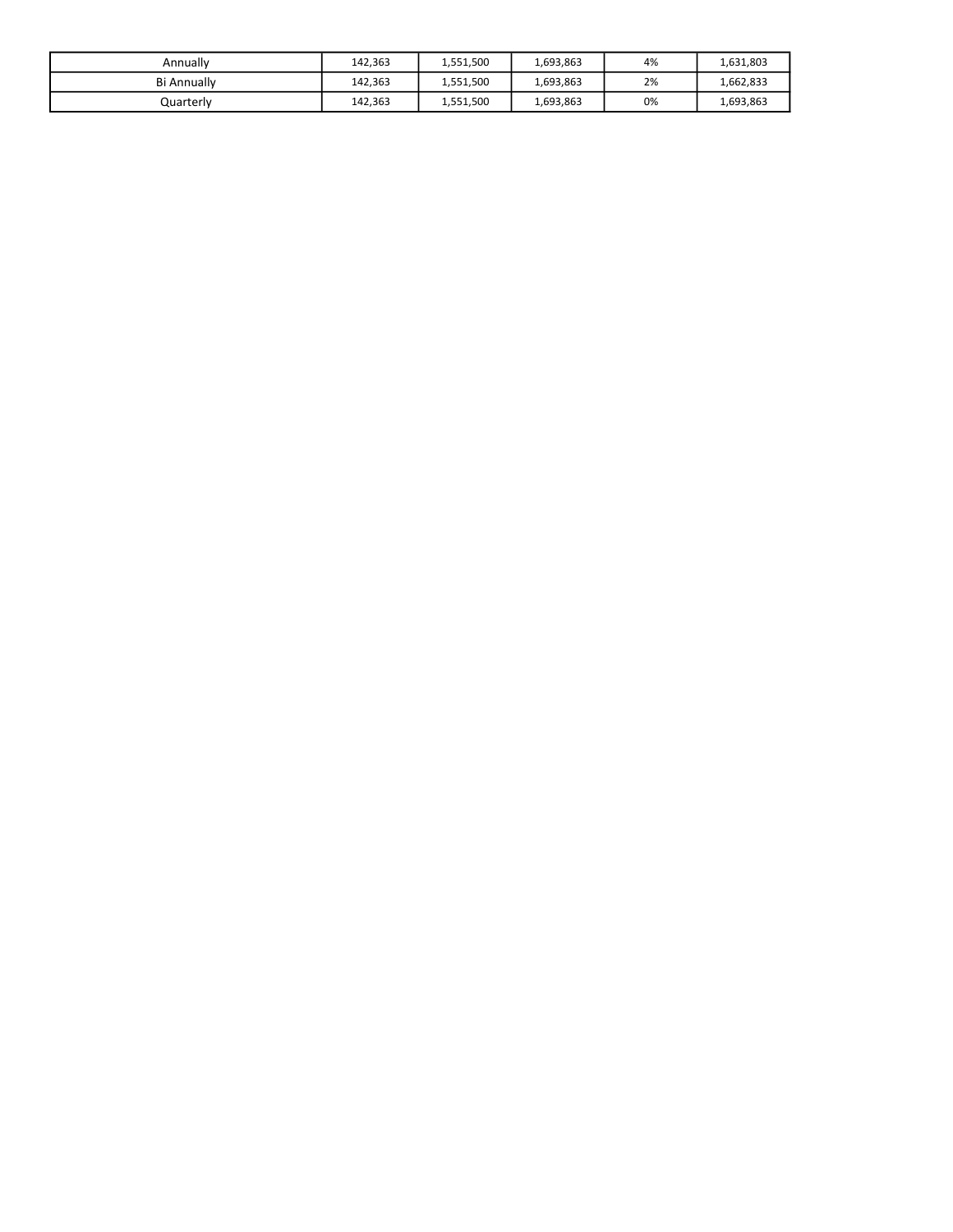| Annually | 142,363 | 1,551,500 | 1,693,863 | 4% | 1,631,803 |
|---|---|---|---|---|---|
| Bi Annually | 142,363 | 1,551,500 | 1,693,863 | 2% | 1,662,833 |
| Quarterly | 142,363 | 1,551,500 | 1,693,863 | 0% | 1,693,863 |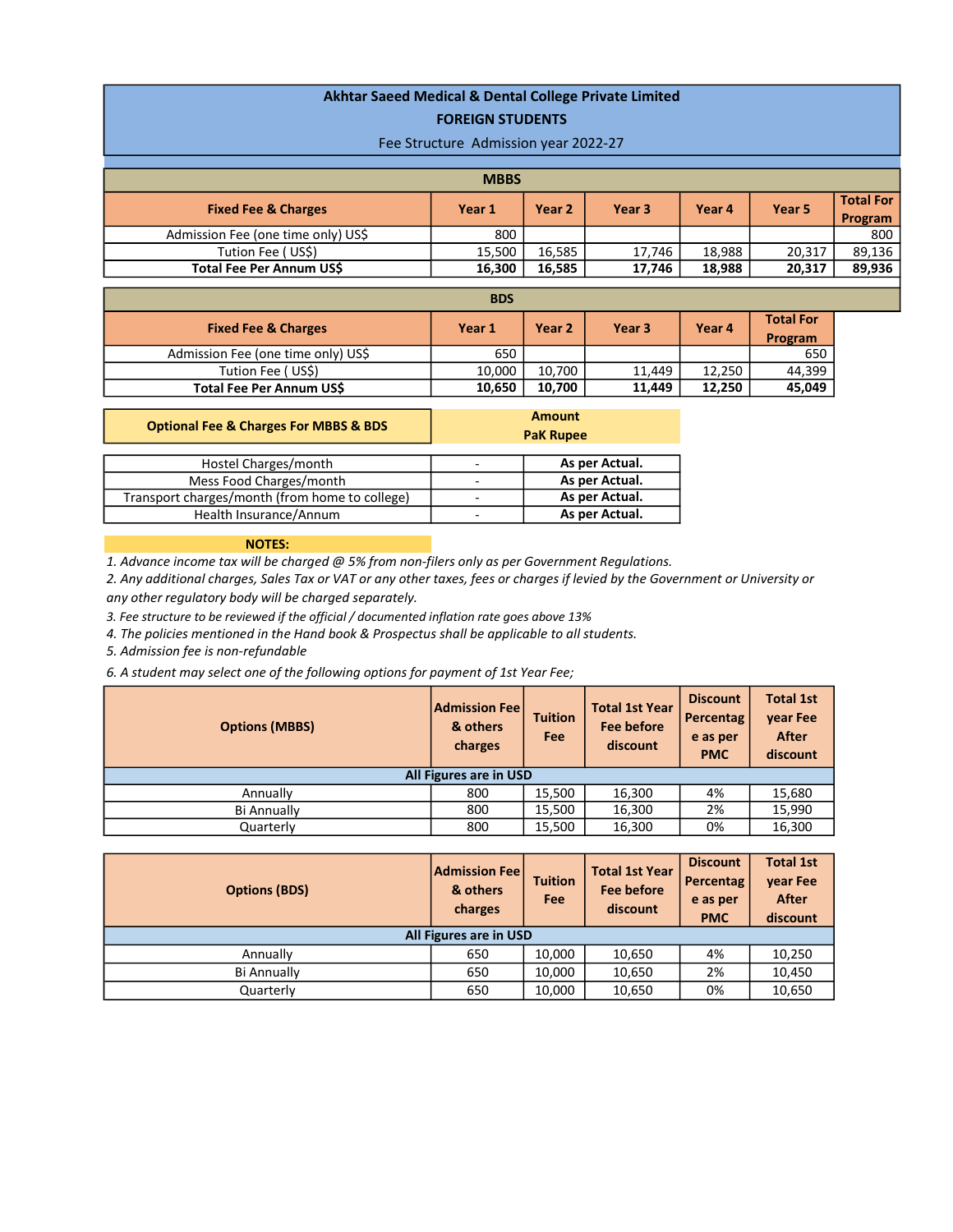**Akhtar Saeed Medical & Dental College Private Limited**

**FOREIGN STUDENTS**

Fee Structure Admission year 2022-27

**MBBS**

| Fixed Fee & Charges | Year 1 | Year 2 | Year 3 | Year 4 | Year 5 | Total For Program |
|---|---|---|---|---|---|---|
| Admission Fee (one time only) US$ | 800 | | | | | 800 |
| Tution Fee ( US$) | 15,500 | 16,585 | 17,746 | 18,988 | 20,317 | 89,136 |
| **Total Fee Per Annum US$** | **16,300** | **16,585** | **17,746** | **18,988** | **20,317** | **89,936** |

**BDS**

| Fixed Fee & Charges | Year 1 | Year 2 | Year 3 | Year 4 | Total For Program |
|---|---|---|---|---|---|
| Admission Fee (one time only) US$ | 650 | | | | 650 |
| Tution Fee ( US$) | 10,000 | 10,700 | 11,449 | 12,250 | 44,399 |
| **Total Fee Per Annum US$** | **10,650** | **10,700** | **11,449** | **12,250** | **45,049** |

| Optional Fee & Charges For MBBS & BDS | Amount PaK Rupee | |
|---|---|---|
| Hostel Charges/month | - | **As per Actual.** |
| Mess Food Charges/month | - | **As per Actual.** |
| Transport charges/month (from home to college) | - | **As per Actual.** |
| Health Insurance/Annum | - | **As per Actual.** |

**NOTES:**

1. *Advance income tax will be charged @ 5% from non-filers only as per Government Regulations.*
2. *Any additional charges, Sales Tax or VAT or any other taxes, fees or charges if levied by the Government or University or any other regulatory body will be charged separately.*
3. *Fee structure to be reviewed if the official / documented inflation rate goes above 13%*
4. *The policies mentioned in the Hand book & Prospectus shall be applicable to all students.*
5. *Admission fee is non-refundable*
6. *A student may select one of the following options for payment of 1st Year Fee;*

| Options (MBBS) | Admission Fee & others charges | Tuition Fee | Total 1st Year Fee before discount | Discount Percentage as per PMC | Total 1st year Fee After discount |
|---|---|---|---|---|---|
| **All Figures are in USD** | | | | | |
| Annually | 800 | 15,500 | 16,300 | 4% | 15,680 |
| Bi Annually | 800 | 15,500 | 16,300 | 2% | 15,990 |
| Quarterly | 800 | 15,500 | 16,300 | 0% | 16,300 |

| Options (BDS) | Admission Fee & others charges | Tuition Fee | Total 1st Year Fee before discount | Discount Percentage as per PMC | Total 1st year Fee After discount |
|---|---|---|---|---|---|
| **All Figures are in USD** | | | | | |
| Annually | 650 | 10,000 | 10,650 | 4% | 10,250 |
| Bi Annually | 650 | 10,000 | 10,650 | 2% | 10,450 |
| Quarterly | 650 | 10,000 | 10,650 | 0% | 10,650 |